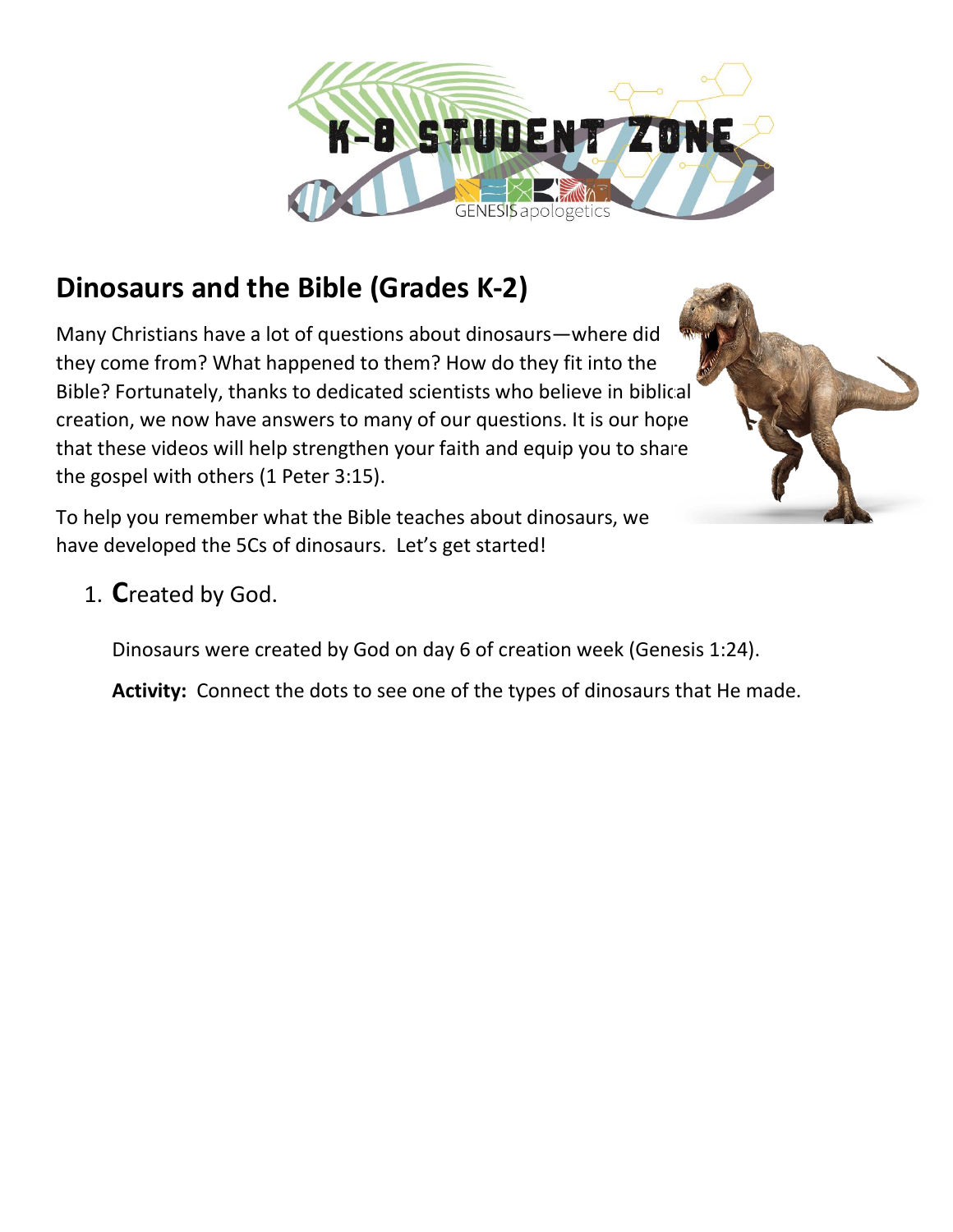K-8 STUDENT ZONE

GENESIS apologetics

## Dinosaurs and the Bible (Grades K-2)

Many Christians have a lot of questions about dinosaurs—where did they come from? What happened to them? How do they fit into the Bible? Fortunately, thanks to dedicated scientists who believe in biblical creation, we now have answers to many of our questions. It is our hope that these videos will help strengthen your faith and equip you to share the gospel with others (1 Peter 3:15).

To help you remember what the Bible teaches about dinosaurs, we have developed the 5Cs of dinosaurs. Let's get started!

1. **C**reated by God.

   Dinosaurs were created by God on day 6 of creation week (Genesis 1:24).

   **Activity:** Connect the dots to see one of the types of dinosaurs that He made.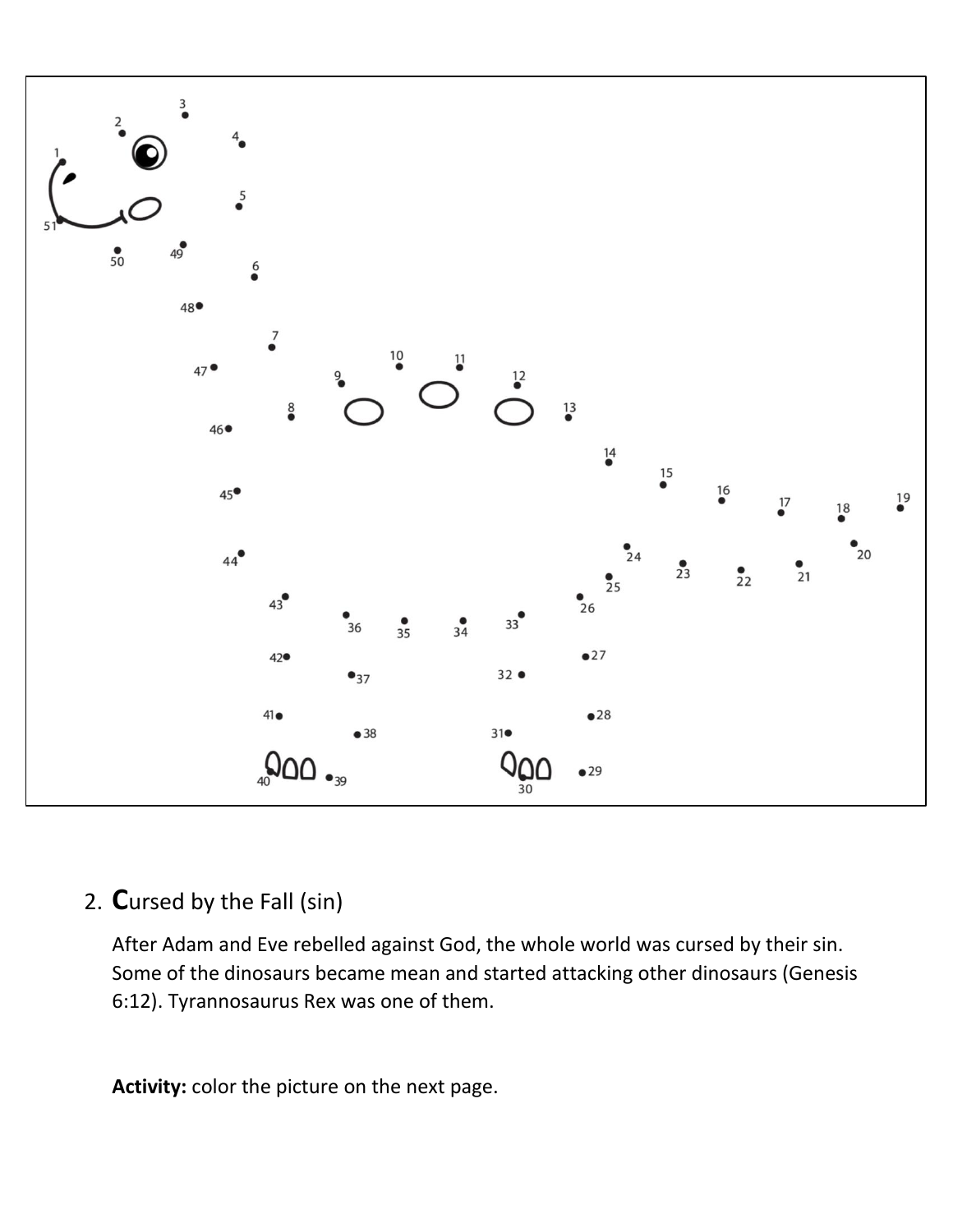2. **C**ursed by the Fall (sin)

   After Adam and Eve rebelled against God, the whole world was cursed by their sin. Some of the dinosaurs became mean and started attacking other dinosaurs (Genesis 6:12). Tyrannosaurus Rex was one of them.

   **Activity:** color the picture on the next page.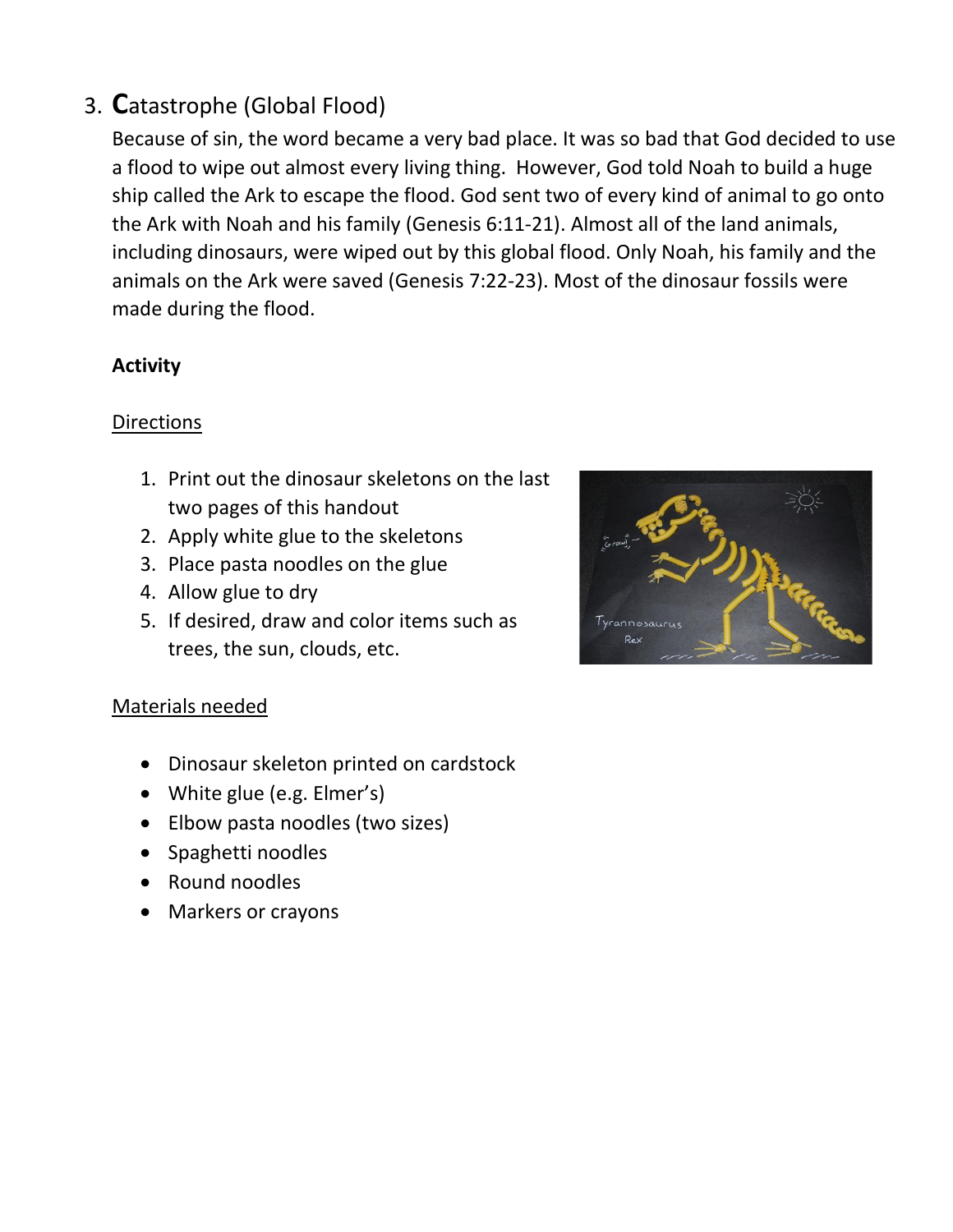3. **C**atastrophe (Global Flood)

Because of sin, the word became a very bad place. It was so bad that God decided to use a flood to wipe out almost every living thing. However, God told Noah to build a huge ship called the Ark to escape the flood. God sent two of every kind of animal to go onto the Ark with Noah and his family (Genesis 6:11-21). Almost all of the land animals, including dinosaurs, were wiped out by this global flood. Only Noah, his family and the animals on the Ark were saved (Genesis 7:22-23). Most of the dinosaur fossils were made during the flood.

**Activity**

Directions

1. Print out the dinosaur skeletons on the last two pages of this handout
2. Apply white glue to the skeletons
3. Place pasta noodles on the glue
4. Allow glue to dry
5. If desired, draw and color items such as trees, the sun, clouds, etc.

Materials needed

- Dinosaur skeleton printed on cardstock
- White glue (e.g. Elmer's)
- Elbow pasta noodles (two sizes)
- Spaghetti noodles
- Round noodles
- Markers or crayons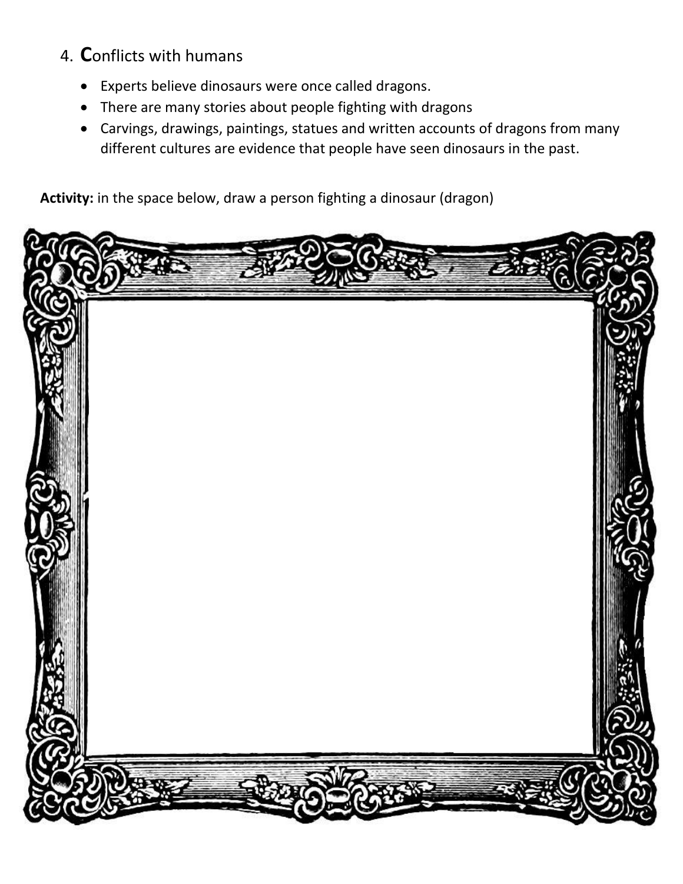4. **C**onflicts with humans

- Experts believe dinosaurs were once called dragons.
- There are many stories about people fighting with dragons
- Carvings, drawings, paintings, statues and written accounts of dragons from many different cultures are evidence that people have seen dinosaurs in the past.

**Activity:** in the space below, draw a person fighting a dinosaur (dragon)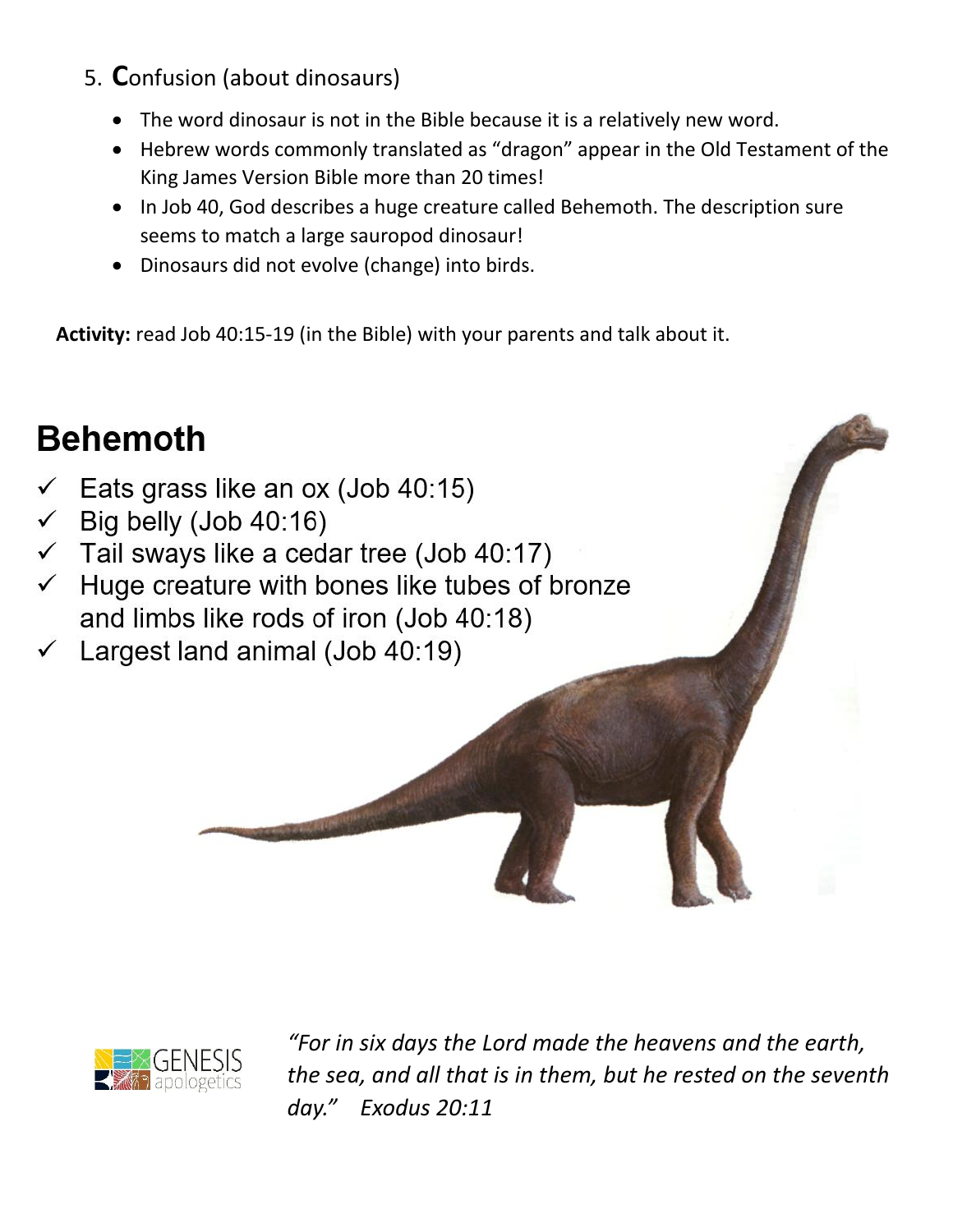5. **C**onfusion (about dinosaurs)

    - The word dinosaur is not in the Bible because it is a relatively new word.
    - Hebrew words commonly translated as "dragon" appear in the Old Testament of the King James Version Bible more than 20 times!
    - In Job 40, God describes a huge creature called Behemoth. The description sure seems to match a large sauropod dinosaur!
    - Dinosaurs did not evolve (change) into birds.

**Activity:** read Job 40:15-19 (in the Bible) with your parents and talk about it.

## Behemoth

- ✓ Eats grass like an ox (Job 40:15)
- ✓ Big belly (Job 40:16)
- ✓ Tail sways like a cedar tree (Job 40:17)
- ✓ Huge creature with bones like tubes of bronze and limbs like rods of iron (Job 40:18)
- ✓ Largest land animal (Job 40:19)

GENESIS apologetics

*"For in six days the Lord made the heavens and the earth, the sea, and all that is in them, but he rested on the seventh day." Exodus 20:11*